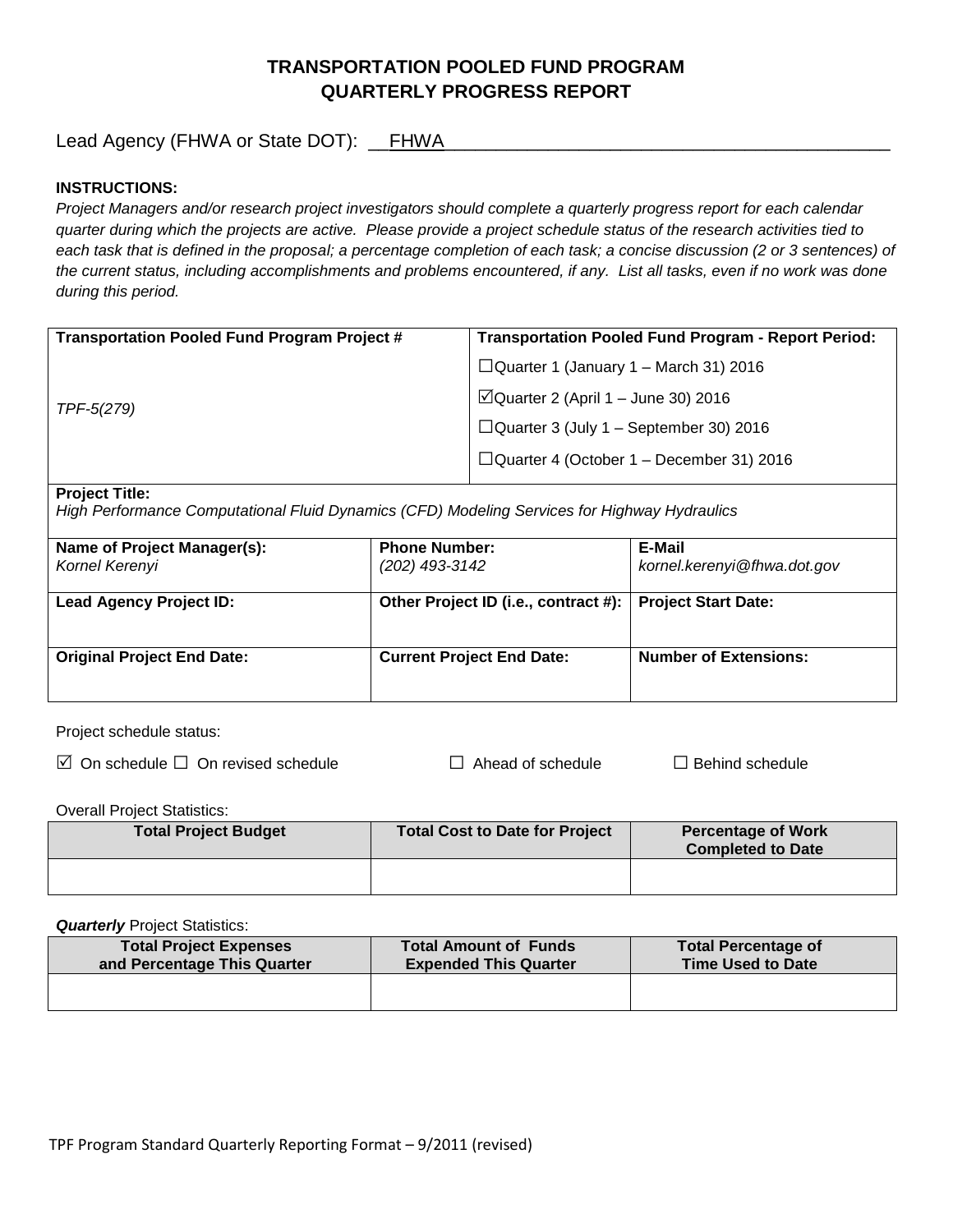# TRANSPORTATION POOLED FUND PROGRAM
# QUARTERLY PROGRESS REPORT

Lead Agency (FHWA or State DOT): \_\_FHWA\_\_\_\_\_\_\_\_\_\_\_\_\_\_\_\_\_\_\_\_\_\_\_\_\_\_\_\_\_\_\_\_\_\_\_\_\_\_\_\_\_\_\_\_\_\_\_

**INSTRUCTIONS:**

*Project Managers and/or research project investigators should complete a quarterly progress report for each calendar quarter during which the projects are active. Please provide a project schedule status of the research activities tied to each task that is defined in the proposal; a percentage completion of each task; a concise discussion (2 or 3 sentences) of the current status, including accomplishments and problems encountered, if any. List all tasks, even if no work was done during this period.*

| **Transportation Pooled Fund Program Project #** | **Transportation Pooled Fund Program - Report Period:** |
|---|---|
| *TPF-5(279)* | ☐Quarter 1 (January 1 – March 31) 2016<br>☑Quarter 2 (April 1 – June 30) 2016<br>☐Quarter 3 (July 1 – September 30) 2016<br>☐Quarter 4 (October 1 – December 31) 2016 |

**Project Title:**
*High Performance Computational Fluid Dynamics (CFD) Modeling Services for Highway Hydraulics*

| **Name of Project Manager(s):** | **Phone Number:** | **E-Mail** |
|---|---|---|
| *Kornel Kerenyi* | *(202) 493-3142* | *kornel.kerenyi@fhwa.dot.gov* |
| **Lead Agency Project ID:** | **Other Project ID (i.e., contract #):** | **Project Start Date:** |
| | | |
| **Original Project End Date:** | **Current Project End Date:** | **Number of Extensions:** |
| | | |

Project schedule status:

☑ On schedule ☐ On revised schedule ☐ Ahead of schedule ☐ Behind schedule

Overall Project Statistics:

| Total Project Budget | Total Cost to Date for Project | Percentage of Work Completed to Date |
|---|---|---|
| | | |

***Quarterly*** Project Statistics:

| Total Project Expenses and Percentage This Quarter | Total Amount of Funds Expended This Quarter | Total Percentage of Time Used to Date |
|---|---|---|
| | | |

TPF Program Standard Quarterly Reporting Format – 9/2011 (revised)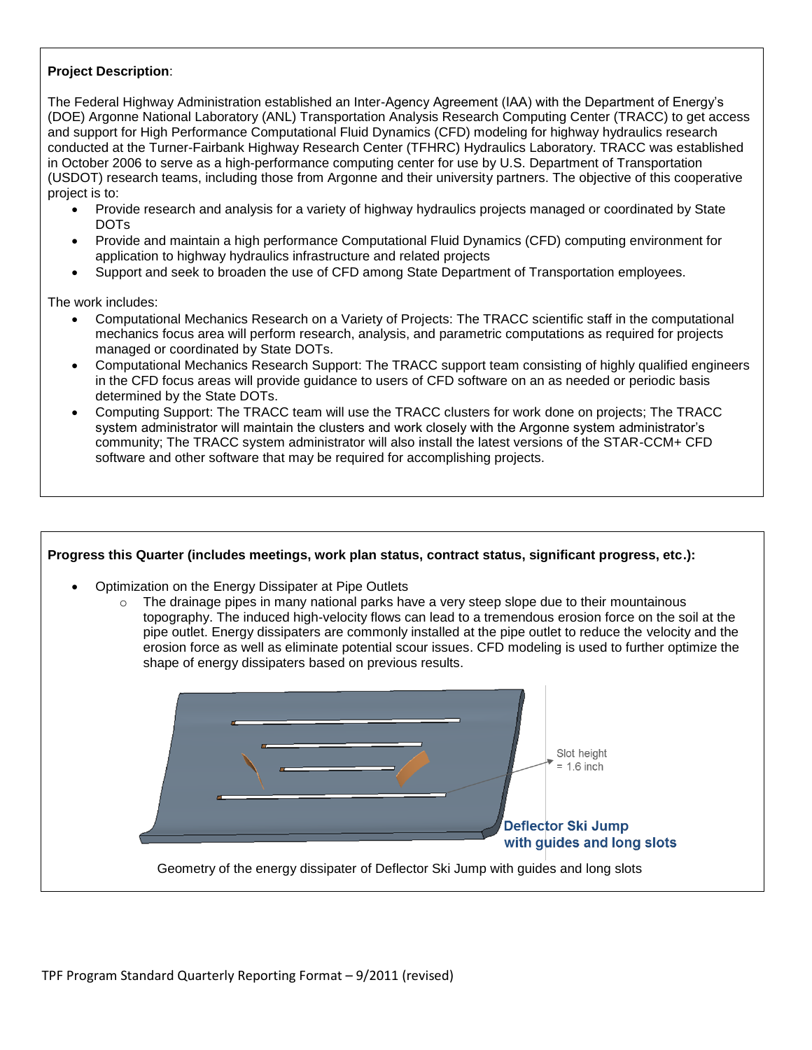**Project Description**:

The Federal Highway Administration established an Inter-Agency Agreement (IAA) with the Department of Energy's (DOE) Argonne National Laboratory (ANL) Transportation Analysis Research Computing Center (TRACC) to get access and support for High Performance Computational Fluid Dynamics (CFD) modeling for highway hydraulics research conducted at the Turner-Fairbank Highway Research Center (TFHRC) Hydraulics Laboratory. TRACC was established in October 2006 to serve as a high-performance computing center for use by U.S. Department of Transportation (USDOT) research teams, including those from Argonne and their university partners. The objective of this cooperative project is to:

- Provide research and analysis for a variety of highway hydraulics projects managed or coordinated by State DOTs
- Provide and maintain a high performance Computational Fluid Dynamics (CFD) computing environment for application to highway hydraulics infrastructure and related projects
- Support and seek to broaden the use of CFD among State Department of Transportation employees.

The work includes:

- Computational Mechanics Research on a Variety of Projects: The TRACC scientific staff in the computational mechanics focus area will perform research, analysis, and parametric computations as required for projects managed or coordinated by State DOTs.
- Computational Mechanics Research Support: The TRACC support team consisting of highly qualified engineers in the CFD focus areas will provide guidance to users of CFD software on an as needed or periodic basis determined by the State DOTs.
- Computing Support: The TRACC team will use the TRACC clusters for work done on projects; The TRACC system administrator will maintain the clusters and work closely with the Argonne system administrator's community; The TRACC system administrator will also install the latest versions of the STAR-CCM+ CFD software and other software that may be required for accomplishing projects.

**Progress this Quarter (includes meetings, work plan status, contract status, significant progress, etc.):**

- Optimization on the Energy Dissipater at Pipe Outlets
  - The drainage pipes in many national parks have a very steep slope due to their mountainous topography. The induced high-velocity flows can lead to a tremendous erosion force on the soil at the pipe outlet. Energy dissipaters are commonly installed at the pipe outlet to reduce the velocity and the erosion force as well as eliminate potential scour issues. CFD modeling is used to further optimize the shape of energy dissipaters based on previous results.

Slot height = 1.6 inch

Deflector Ski Jump with guides and long slots

Geometry of the energy dissipater of Deflector Ski Jump with guides and long slots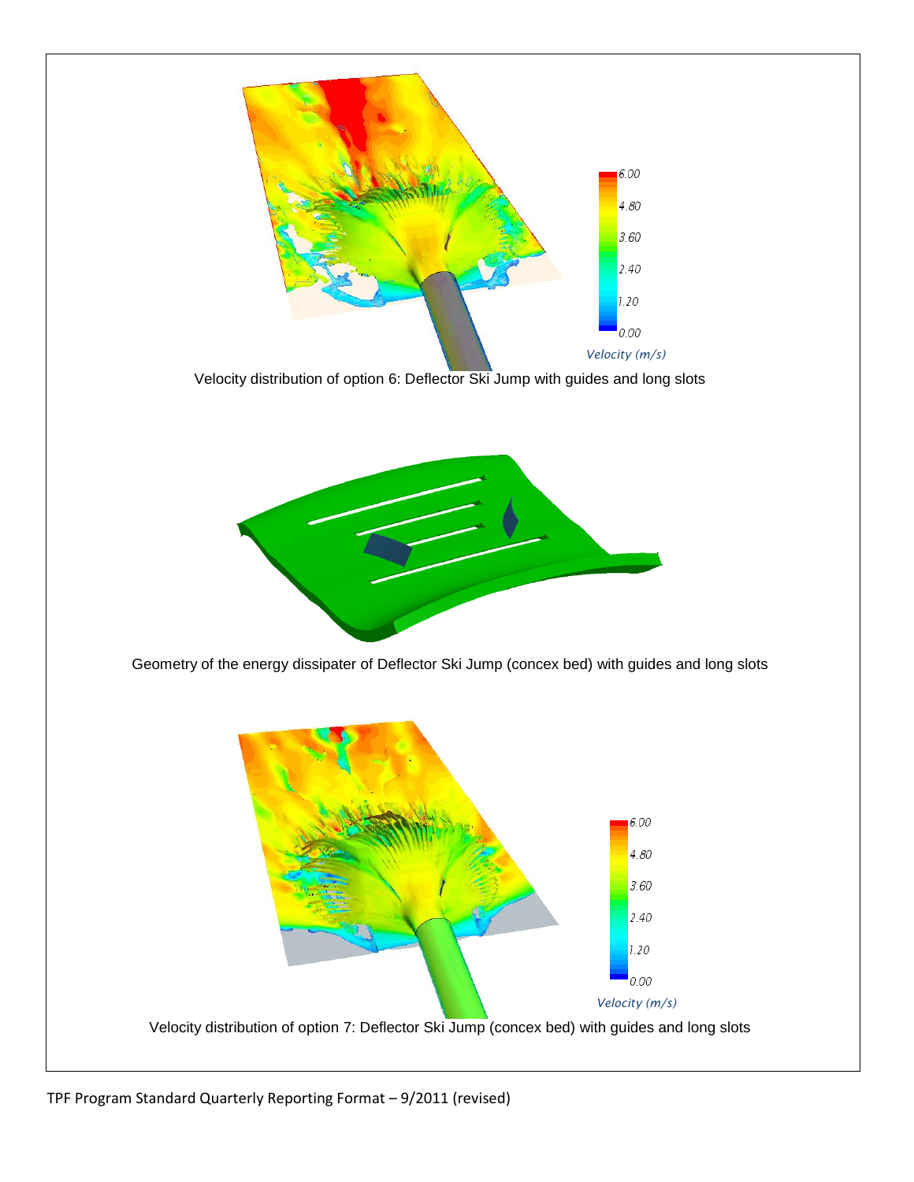Velocity distribution of option 6: Deflector Ski Jump with guides and long slots

Geometry of the energy dissipater of Deflector Ski Jump (concex bed) with guides and long slots

Velocity distribution of option 7: Deflector Ski Jump (concex bed) with guides and long slots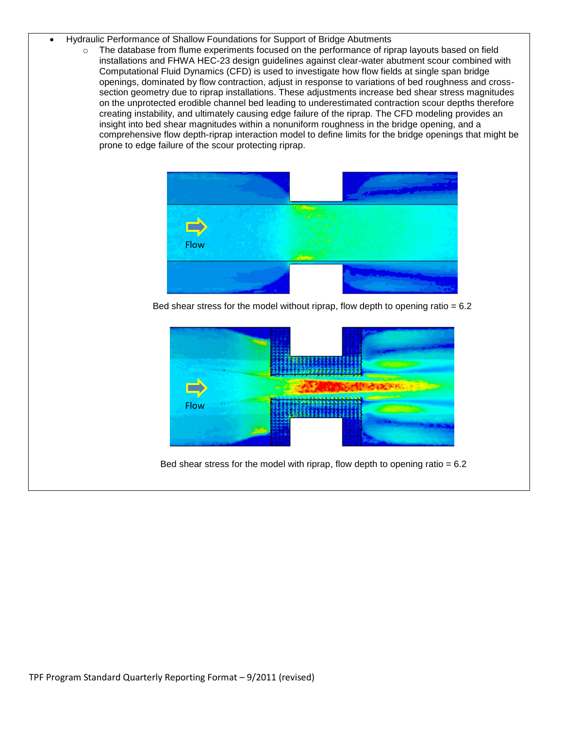- Hydraulic Performance of Shallow Foundations for Support of Bridge Abutments
  - The database from flume experiments focused on the performance of riprap layouts based on field installations and FHWA HEC-23 design guidelines against clear-water abutment scour combined with Computational Fluid Dynamics (CFD) is used to investigate how flow fields at single span bridge openings, dominated by flow contraction, adjust in response to variations of bed roughness and cross-section geometry due to riprap installations. These adjustments increase bed shear stress magnitudes on the unprotected erodible channel bed leading to underestimated contraction scour depths therefore creating instability, and ultimately causing edge failure of the riprap. The CFD modeling provides an insight into bed shear magnitudes within a nonuniform roughness in the bridge opening, and a comprehensive flow depth-riprap interaction model to define limits for the bridge openings that might be prone to edge failure of the scour protecting riprap.

Bed shear stress for the model without riprap, flow depth to opening ratio = 6.2

Bed shear stress for the model with riprap, flow depth to opening ratio = 6.2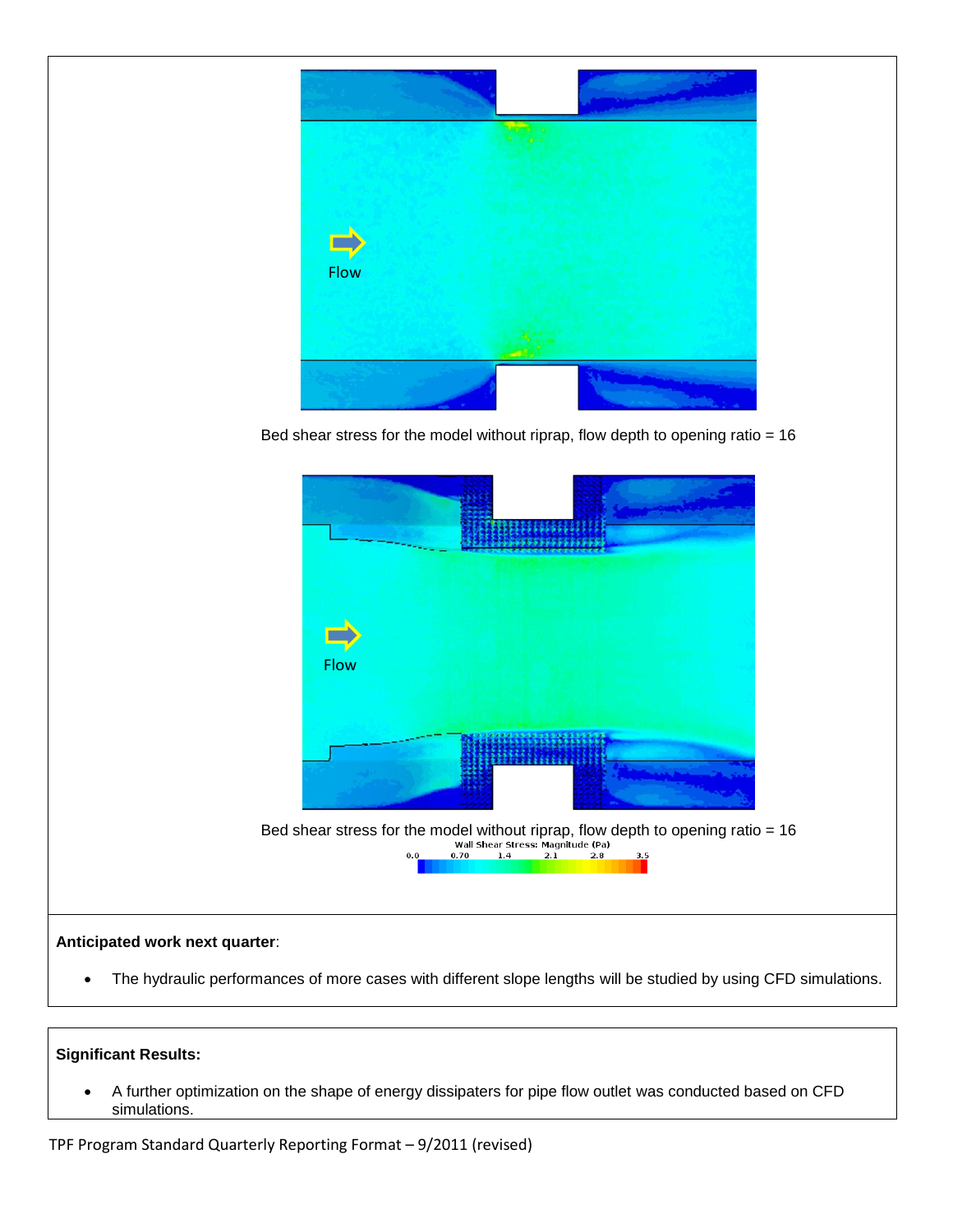Bed shear stress for the model without riprap, flow depth to opening ratio = 16

Bed shear stress for the model without riprap, flow depth to opening ratio = 16

**Anticipated work next quarter**:

- The hydraulic performances of more cases with different slope lengths will be studied by using CFD simulations.

**Significant Results:**

- A further optimization on the shape of energy dissipaters for pipe flow outlet was conducted based on CFD simulations.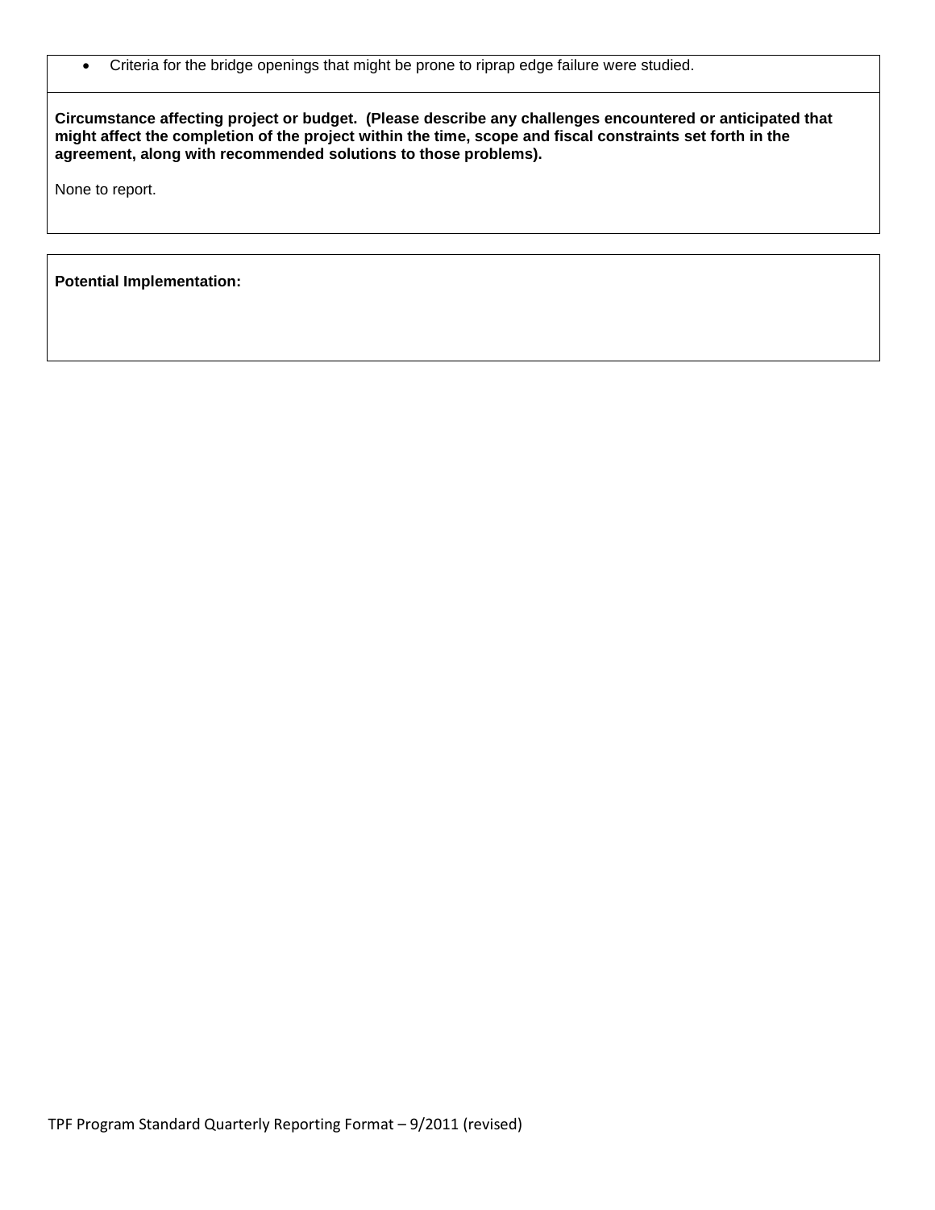- Criteria for the bridge openings that might be prone to riprap edge failure were studied.

**Circumstance affecting project or budget. (Please describe any challenges encountered or anticipated that might affect the completion of the project within the time, scope and fiscal constraints set forth in the agreement, along with recommended solutions to those problems).**

None to report.

**Potential Implementation:**